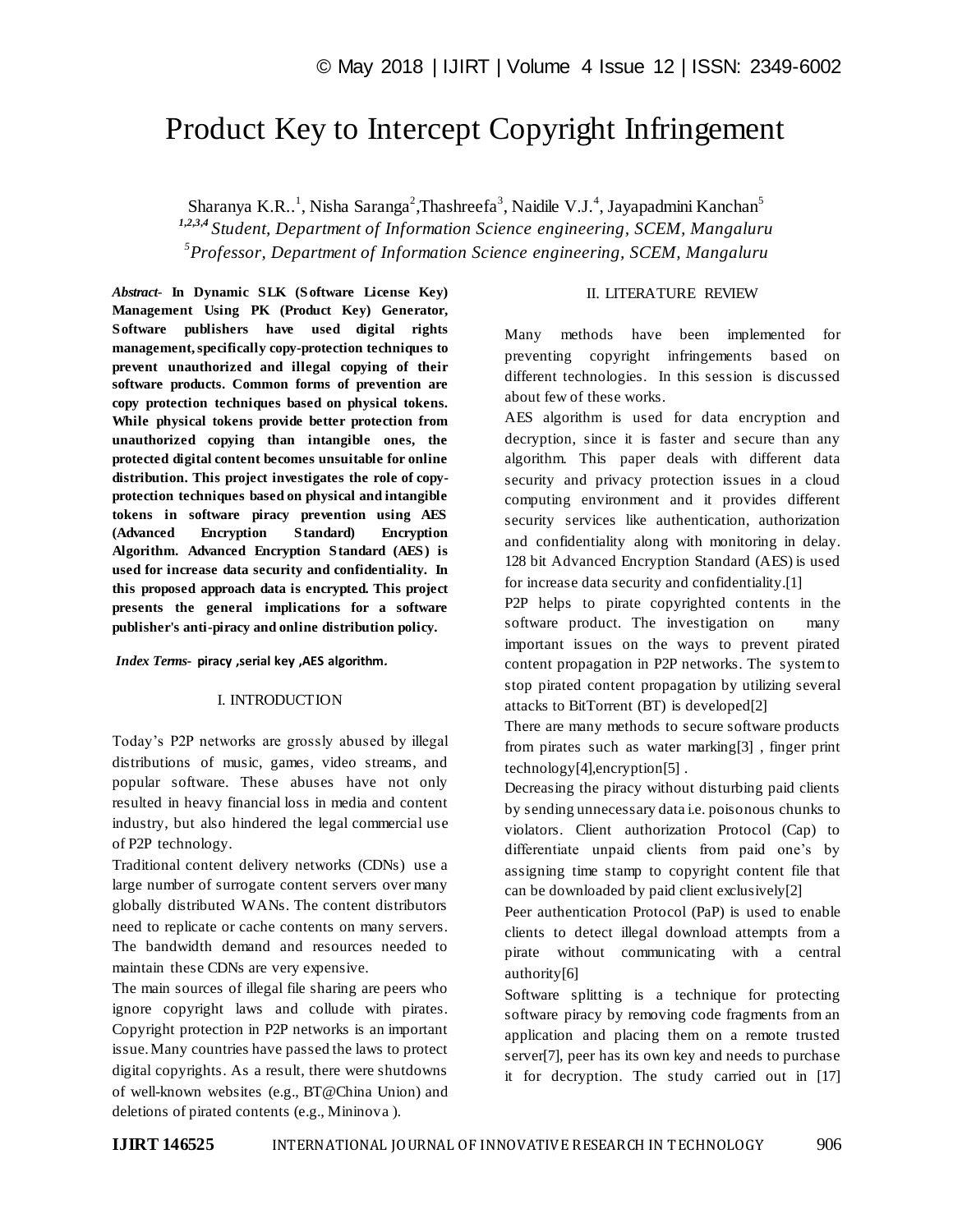# Product Key to Intercept Copyright Infringement

Sharanya K.R..[1], Nisha Saranga[2], Thashreefa[3], Naidile V.J.[4], Jayapadmini Kanchan[5]

[1,2,3,4] *Student, Department of Information Science engineering, SCEM, Mangaluru*

[5] *Professor, Department of Information Science engineering, SCEM, Mangaluru*

***Abstract-*** **In Dynamic SLK (Software License Key) Management Using PK (Product Key) Generator, Software publishers have used digital rights management, specifically copy-protection techniques to prevent unauthorized and illegal copying of their software products. Common forms of prevention are copy protection techniques based on physical tokens. While physical tokens provide better protection from unauthorized copying than intangible ones, the protected digital content becomes unsuitable for online distribution. This project investigates the role of copy-protection techniques based on physical and intangible tokens in software piracy prevention using AES (Advanced Encryption Standard) Encryption Algorithm. Advanced Encryption Standard (AES) is used for increase data security and confidentiality. In this proposed approach data is encrypted. This project presents the general implications for a software publisher's anti-piracy and online distribution policy.**

***Index Terms-*** **piracy ,serial key ,AES algorithm.**

## I. INTRODUCTION

Today's P2P networks are grossly abused by illegal distributions of music, games, video streams, and popular software. These abuses have not only resulted in heavy financial loss in media and content industry, but also hindered the legal commercial use of P2P technology.

Traditional content delivery networks (CDNs) use a large number of surrogate content servers over many globally distributed WANs. The content distributors need to replicate or cache contents on many servers. The bandwidth demand and resources needed to maintain these CDNs are very expensive.

The main sources of illegal file sharing are peers who ignore copyright laws and collude with pirates. Copyright protection in P2P networks is an important issue. Many countries have passed the laws to protect digital copyrights. As a result, there were shutdowns of well-known websites (e.g., BT@China Union) and deletions of pirated contents (e.g., Mininova ).

## II. LITERATURE REVIEW

Many methods have been implemented for preventing copyright infringements based on different technologies. In this session is discussed about few of these works.

AES algorithm is used for data encryption and decryption, since it is faster and secure than any algorithm. This paper deals with different data security and privacy protection issues in a cloud computing environment and it provides different security services like authentication, authorization and confidentiality along with monitoring in delay. 128 bit Advanced Encryption Standard (AES) is used for increase data security and confidentiality.[1]

P2P helps to pirate copyrighted contents in the software product. The investigation on many important issues on the ways to prevent pirated content propagation in P2P networks. The system to stop pirated content propagation by utilizing several attacks to BitTorrent (BT) is developed[2]

There are many methods to secure software products from pirates such as water marking[3] , finger print technology[4],encryption[5] .

Decreasing the piracy without disturbing paid clients by sending unnecessary data i.e. poisonous chunks to violators. Client authorization Protocol (Cap) to differentiate unpaid clients from paid one's by assigning time stamp to copyright content file that can be downloaded by paid client exclusively[2]

Peer authentication Protocol (PaP) is used to enable clients to detect illegal download attempts from a pirate without communicating with a central authority[6]

Software splitting is a technique for protecting software piracy by removing code fragments from an application and placing them on a remote trusted server[7], peer has its own key and needs to purchase it for decryption. The study carried out in [17]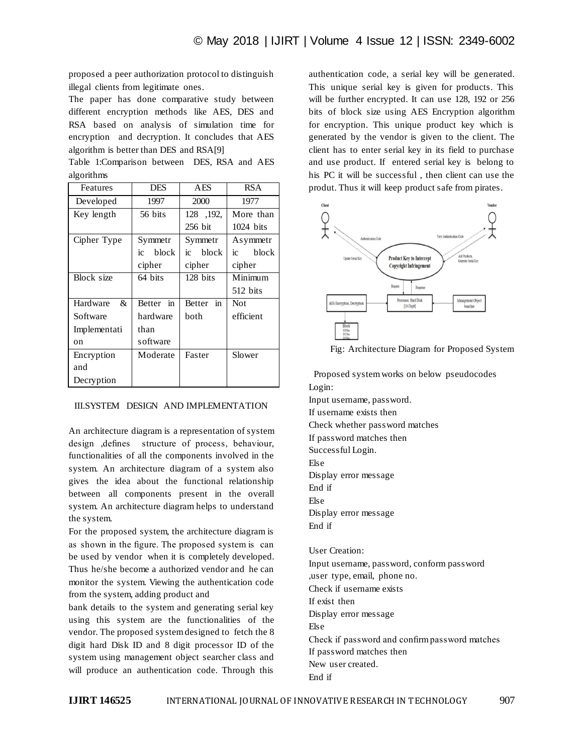proposed a peer authorization protocol to distinguish illegal clients from legitimate ones.

The paper has done comparative study between different encryption methods like AES, DES and RSA based on analysis of simulation time for encryption and decryption. It concludes that AES algorithm is better than DES and RSA[9]

Table 1:Comparison between DES, RSA and AES algorithms

| Features | DES | AES | RSA |
|---|---|---|---|
| Developed | 1997 | 2000 | 1977 |
| Key length | 56 bits | 128 ,192, 256 bit | More than 1024 bits |
| Cipher Type | Symmetric block cipher | Symmetric block cipher | Asymmetric block cipher |
| Block size | 64 bits | 128 bits | Minimum 512 bits |
| Hardware & Software Implementation | Better in hardware than software | Better in both | Not efficient |
| Encryption and Decryption | Moderate | Faster | Slower |

## III.SYSTEM DESIGN AND IMPLEMENTATION

An architecture diagram is a representation of system design ,defines structure of process, behaviour, functionalities of all the components involved in the system. An architecture diagram of a system also gives the idea about the functional relationship between all components present in the overall system. An architecture diagram helps to understand the system.

For the proposed system, the architecture diagram is as shown in the figure. The proposed system is can be used by vendor when it is completely developed. Thus he/she become a authorized vendor and he can monitor the system. Viewing the authentication code from the system, adding product and

bank details to the system and generating serial key using this system are the functionalities of the vendor. The proposed system designed to fetch the 8 digit hard Disk ID and 8 digit processor ID of the system using management object searcher class and will produce an authentication code. Through this authentication code, a serial key will be generated. This unique serial key is given for products. This will be further encrypted. It can use 128, 192 or 256 bits of block size using AES Encryption algorithm for encryption. This unique product key which is generated by the vendor is given to the client. The client has to enter serial key in its field to purchase and use product. If entered serial key is belong to his PC it will be successful , then client can use the produt. Thus it will keep product safe from pirates.

Fig: Architecture Diagram for Proposed System

Proposed system works on below pseudocodes

Login:
Input username, password.
If username exists then
Check whether password matches
If password matches then
Successful Login.
Else
Display error message
End if
Else
Display error message
End if

User Creation:
Input username, password, conform password ,user type, email, phone no.
Check if username exists
If exist then
Display error message
Else
Check if password and confirm password matches
If password matches then
New user created.
End if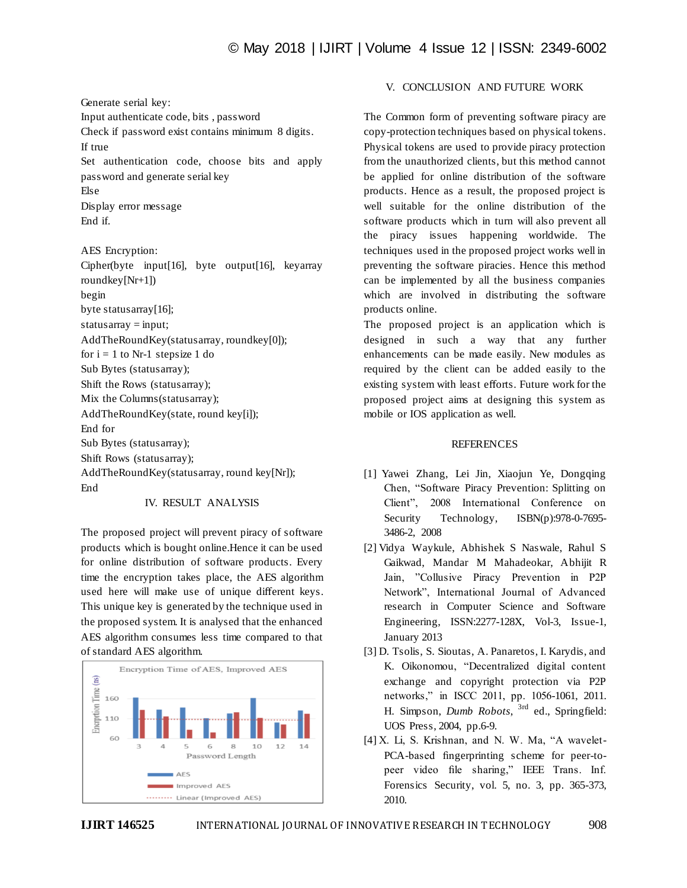Generate serial key:
Input authenticate code, bits , password
Check if password exist contains minimum 8 digits.
If true
Set authentication code, choose bits and apply password and generate serial key
Else
Display error message
End if.

AES Encryption:
Cipher(byte input[16], byte output[16], keyarray roundkey[Nr+1])
begin
byte statusarray[16];
statusarray = input;
AddTheRoundKey(statusarray, roundkey[0]);
for i = 1 to Nr-1 stepsize 1 do
Sub Bytes (statusarray);
Shift the Rows (statusarray);
Mix the Columns(statusarray);
AddTheRoundKey(state, round key[i]);
End for
Sub Bytes (statusarray);
Shift Rows (statusarray);
AddTheRoundKey(statusarray, round key[Nr]);
End

## IV. RESULT ANALYSIS

The proposed project will prevent piracy of software products which is bought online.Hence it can be used for online distribution of software products. Every time the encryption takes place, the AES algorithm used here will make use of unique different keys. This unique key is generated by the technique used in the proposed system. It is analysed that the enhanced AES algorithm consumes less time compared to that of standard AES algorithm.

## V. CONCLUSION AND FUTURE WORK

The Common form of preventing software piracy are copy-protection techniques based on physical tokens. Physical tokens are used to provide piracy protection from the unauthorized clients, but this method cannot be applied for online distribution of the software products. Hence as a result, the proposed project is well suitable for the online distribution of the software products which in turn will also prevent all the piracy issues happening worldwide. The techniques used in the proposed project works well in preventing the software piracies. Hence this method can be implemented by all the business companies which are involved in distributing the software products online.

The proposed project is an application which is designed in such a way that any further enhancements can be made easily. New modules as required by the client can be added easily to the existing system with least efforts. Future work for the proposed project aims at designing this system as mobile or IOS application as well.

## REFERENCES

[1] Yawei Zhang, Lei Jin, Xiaojun Ye, Dongqing Chen, "Software Piracy Prevention: Splitting on Client", 2008 International Conference on Security Technology, ISBN(p):978-0-7695-3486-2, 2008

[2] Vidya Waykule, Abhishek S Naswale, Rahul S Gaikwad, Mandar M Mahadeokar, Abhijit R Jain, "Collusive Piracy Prevention in P2P Network", International Journal of Advanced research in Computer Science and Software Engineering, ISSN:2277-128X, Vol-3, Issue-1, January 2013

[3] D. Tsolis, S. Sioutas, A. Panaretos, I. Karydis, and K. Oikonomou, "Decentralized digital content exchange and copyright protection via P2P networks," in ISCC 2011, pp. 1056-1061, 2011. H. Simpson, *Dumb Robots*, 3rd ed., Springfield: UOS Press, 2004, pp.6-9.

[4] X. Li, S. Krishnan, and N. W. Ma, "A wavelet-PCA-based fingerprinting scheme for peer-to-peer video file sharing," IEEE Trans. Inf. Forensics Security, vol. 5, no. 3, pp. 365-373, 2010.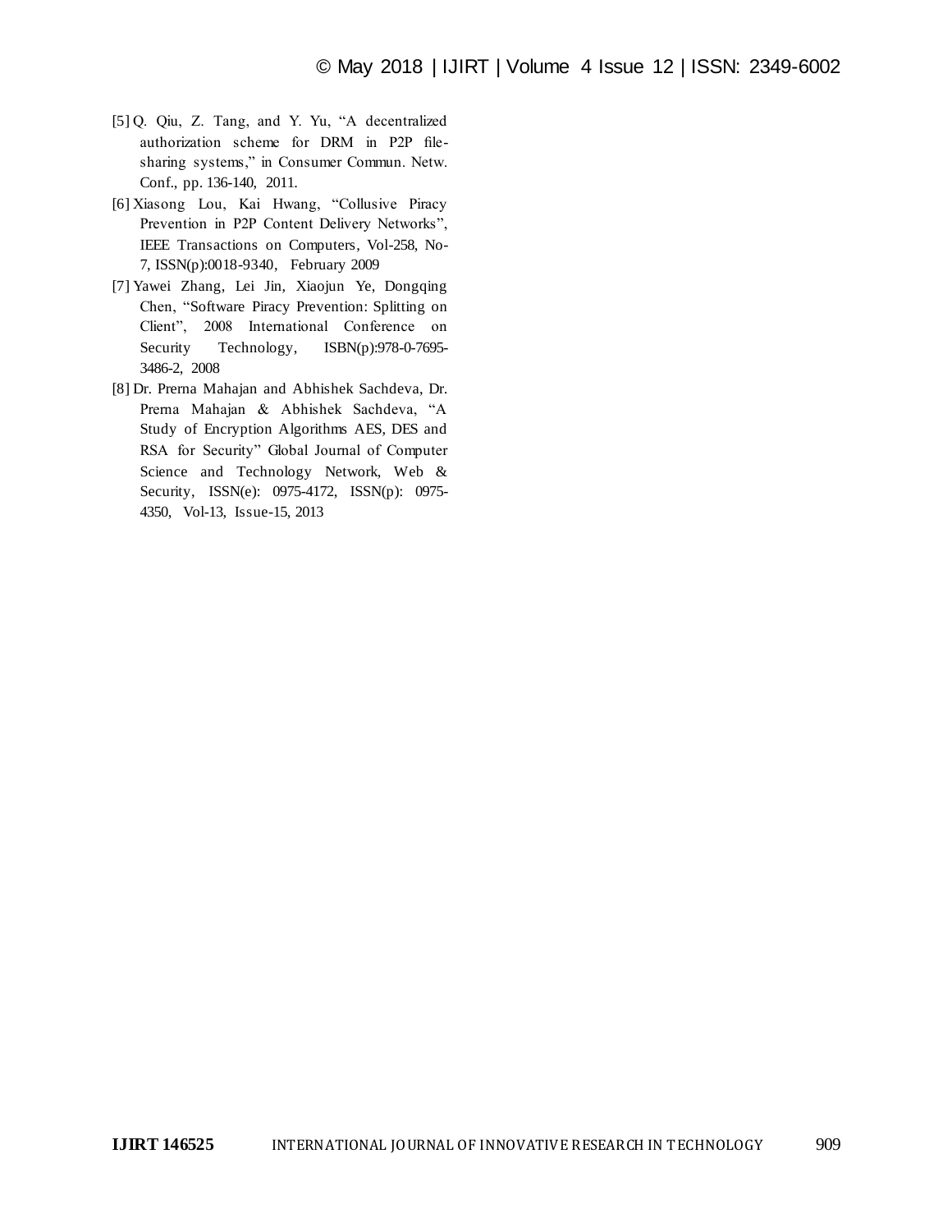[5] Q. Qiu, Z. Tang, and Y. Yu, "A decentralized authorization scheme for DRM in P2P file-sharing systems," in Consumer Commun. Netw. Conf., pp. 136-140, 2011.

[6] Xiasong Lou, Kai Hwang, "Collusive Piracy Prevention in P2P Content Delivery Networks", IEEE Transactions on Computers, Vol-258, No-7, ISSN(p):0018-9340, February 2009

[7] Yawei Zhang, Lei Jin, Xiaojun Ye, Dongqing Chen, "Software Piracy Prevention: Splitting on Client", 2008 International Conference on Security Technology, ISBN(p):978-0-7695-3486-2, 2008

[8] Dr. Prerna Mahajan and Abhishek Sachdeva, Dr. Prerna Mahajan & Abhishek Sachdeva, "A Study of Encryption Algorithms AES, DES and RSA for Security" Global Journal of Computer Science and Technology Network, Web & Security, ISSN(e): 0975-4172, ISSN(p): 0975-4350, Vol-13, Issue-15, 2013